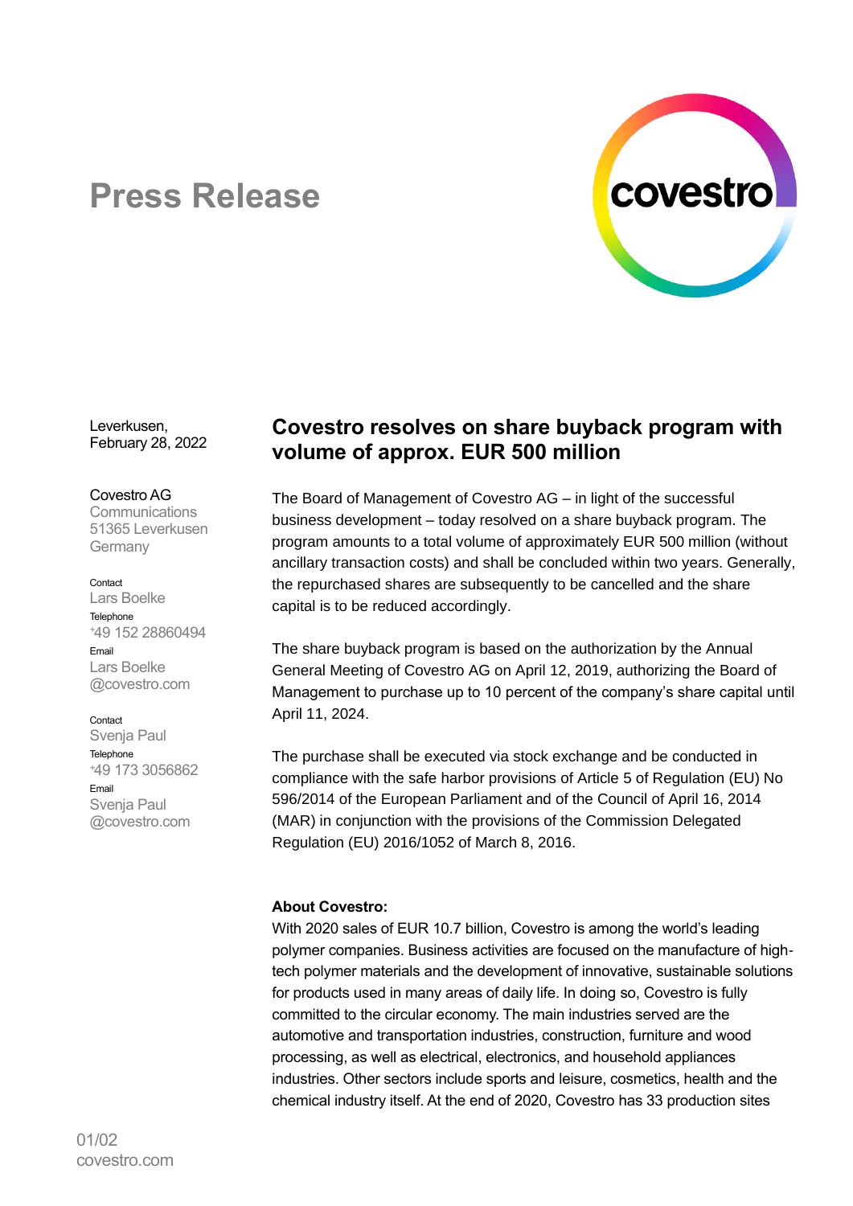# Press Release

Leverkusen,
February 28, 2022

Covestro AG
Communications
51365 Leverkusen
Germany

Contact
Lars Boelke
Telephone
+49 152 28860494
Email
Lars Boelke
@covestro.com

Contact
Svenja Paul
Telephone
+49 173 3056862
Email
Svenja Paul
@covestro.com

## Covestro resolves on share buyback program with volume of approx. EUR 500 million

The Board of Management of Covestro AG – in light of the successful business development – today resolved on a share buyback program. The program amounts to a total volume of approximately EUR 500 million (without ancillary transaction costs) and shall be concluded within two years. Generally, the repurchased shares are subsequently to be cancelled and the share capital is to be reduced accordingly.

The share buyback program is based on the authorization by the Annual General Meeting of Covestro AG on April 12, 2019, authorizing the Board of Management to purchase up to 10 percent of the company's share capital until April 11, 2024.

The purchase shall be executed via stock exchange and be conducted in compliance with the safe harbor provisions of Article 5 of Regulation (EU) No 596/2014 of the European Parliament and of the Council of April 16, 2014 (MAR) in conjunction with the provisions of the Commission Delegated Regulation (EU) 2016/1052 of March 8, 2016.

**About Covestro:**
With 2020 sales of EUR 10.7 billion, Covestro is among the world's leading polymer companies. Business activities are focused on the manufacture of high-tech polymer materials and the development of innovative, sustainable solutions for products used in many areas of daily life. In doing so, Covestro is fully committed to the circular economy. The main industries served are the automotive and transportation industries, construction, furniture and wood processing, as well as electrical, electronics, and household appliances industries. Other sectors include sports and leisure, cosmetics, health and the chemical industry itself. At the end of 2020, Covestro has 33 production sites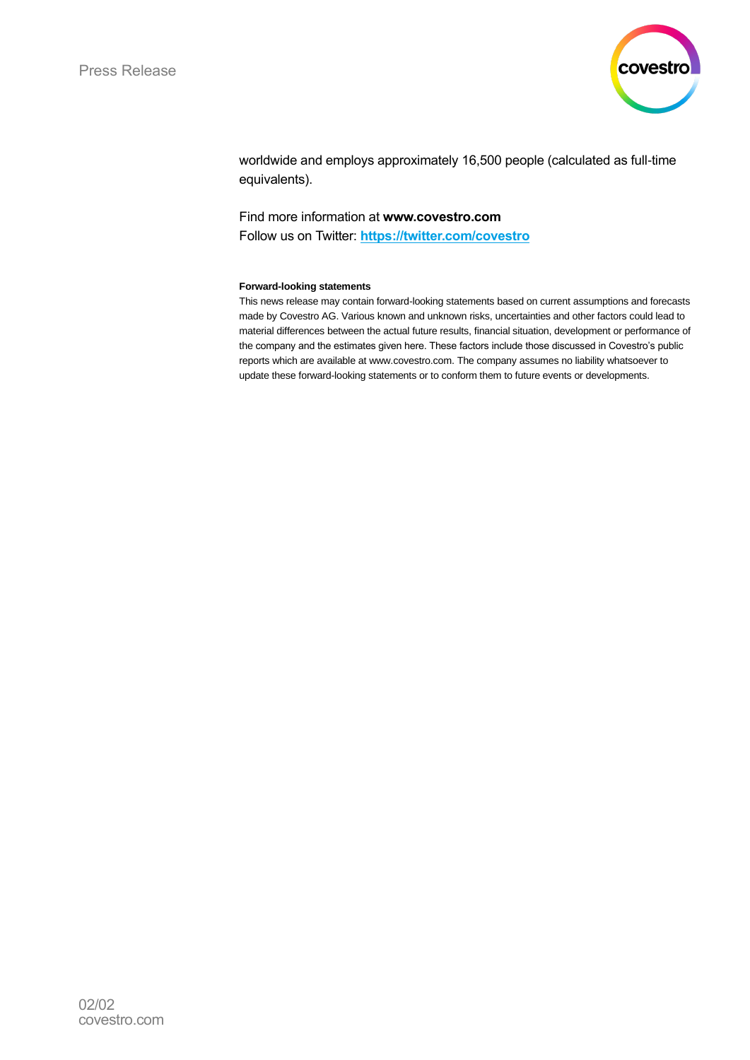worldwide and employs approximately 16,500 people (calculated as full-time equivalents).

Find more information at **www.covestro.com**
Follow us on Twitter: **https://twitter.com/covestro**

**Forward-looking statements**

This news release may contain forward-looking statements based on current assumptions and forecasts made by Covestro AG. Various known and unknown risks, uncertainties and other factors could lead to material differences between the actual future results, financial situation, development or performance of the company and the estimates given here. These factors include those discussed in Covestro's public reports which are available at www.covestro.com. The company assumes no liability whatsoever to update these forward-looking statements or to conform them to future events or developments.